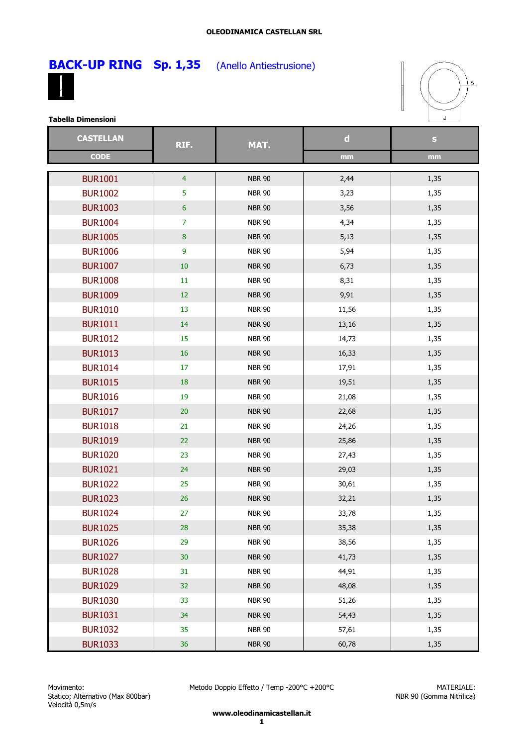OLEODINAMICA CASTELLAN SRL

# BACK-UP RING Sp. 1,35 (Anello Antiestrusione)

**Tabella Dimensioni**

| CASTELLAN CODE | RIF. | MAT. | d mm | s mm |
|---|---|---|---|---|
| BUR1001 | 4 | NBR 90 | 2,44 | 1,35 |
| BUR1002 | 5 | NBR 90 | 3,23 | 1,35 |
| BUR1003 | 6 | NBR 90 | 3,56 | 1,35 |
| BUR1004 | 7 | NBR 90 | 4,34 | 1,35 |
| BUR1005 | 8 | NBR 90 | 5,13 | 1,35 |
| BUR1006 | 9 | NBR 90 | 5,94 | 1,35 |
| BUR1007 | 10 | NBR 90 | 6,73 | 1,35 |
| BUR1008 | 11 | NBR 90 | 8,31 | 1,35 |
| BUR1009 | 12 | NBR 90 | 9,91 | 1,35 |
| BUR1010 | 13 | NBR 90 | 11,56 | 1,35 |
| BUR1011 | 14 | NBR 90 | 13,16 | 1,35 |
| BUR1012 | 15 | NBR 90 | 14,73 | 1,35 |
| BUR1013 | 16 | NBR 90 | 16,33 | 1,35 |
| BUR1014 | 17 | NBR 90 | 17,91 | 1,35 |
| BUR1015 | 18 | NBR 90 | 19,51 | 1,35 |
| BUR1016 | 19 | NBR 90 | 21,08 | 1,35 |
| BUR1017 | 20 | NBR 90 | 22,68 | 1,35 |
| BUR1018 | 21 | NBR 90 | 24,26 | 1,35 |
| BUR1019 | 22 | NBR 90 | 25,86 | 1,35 |
| BUR1020 | 23 | NBR 90 | 27,43 | 1,35 |
| BUR1021 | 24 | NBR 90 | 29,03 | 1,35 |
| BUR1022 | 25 | NBR 90 | 30,61 | 1,35 |
| BUR1023 | 26 | NBR 90 | 32,21 | 1,35 |
| BUR1024 | 27 | NBR 90 | 33,78 | 1,35 |
| BUR1025 | 28 | NBR 90 | 35,38 | 1,35 |
| BUR1026 | 29 | NBR 90 | 38,56 | 1,35 |
| BUR1027 | 30 | NBR 90 | 41,73 | 1,35 |
| BUR1028 | 31 | NBR 90 | 44,91 | 1,35 |
| BUR1029 | 32 | NBR 90 | 48,08 | 1,35 |
| BUR1030 | 33 | NBR 90 | 51,26 | 1,35 |
| BUR1031 | 34 | NBR 90 | 54,43 | 1,35 |
| BUR1032 | 35 | NBR 90 | 57,61 | 1,35 |
| BUR1033 | 36 | NBR 90 | 60,78 | 1,35 |

Movimento:
Statico; Alternativo (Max 800bar)
Velocità 0,5m/s

Metodo Doppio Effetto / Temp -200°C +200°C

MATERIALE:
NBR 90 (Gomma Nitrilica)

**www.oleodinamicastellan.it**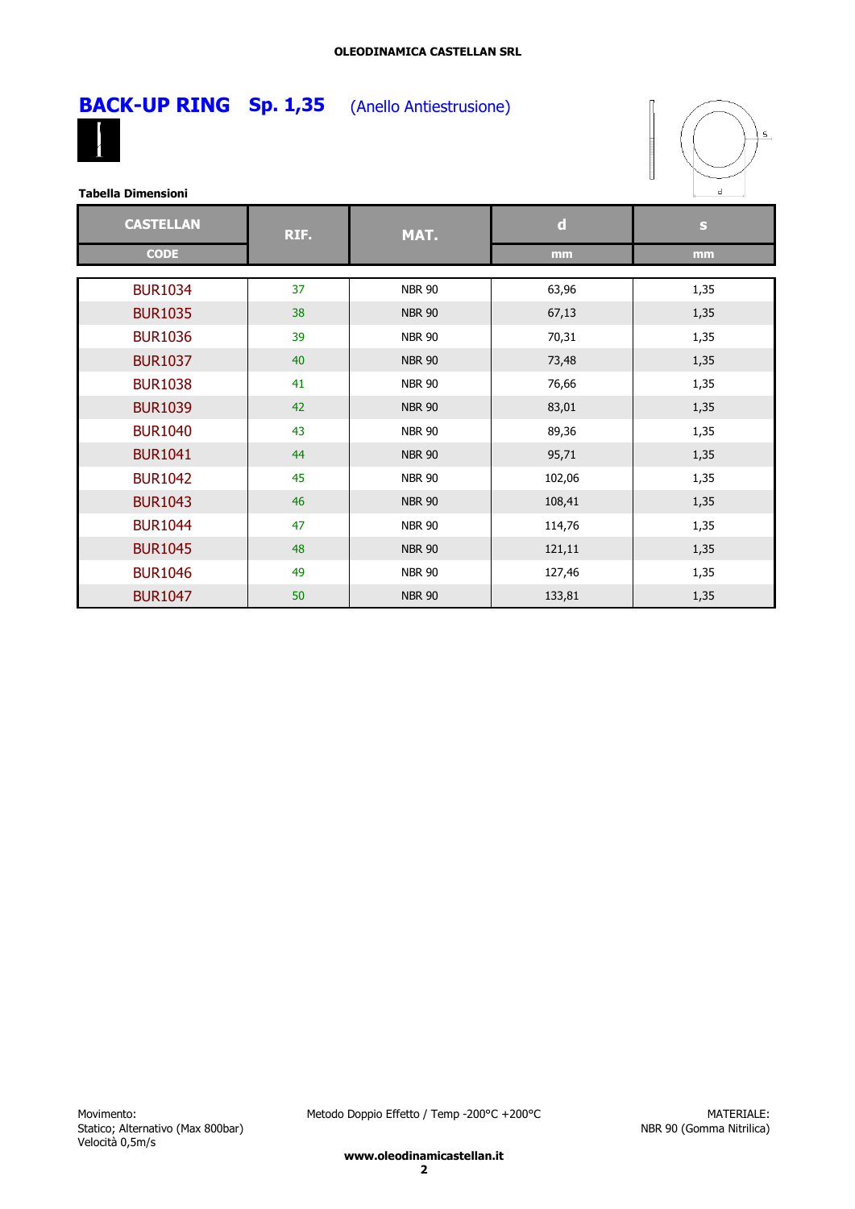# BACK-UP RING Sp. 1,35 (Anello Antiestrusione)

**Tabella Dimensioni**

| CASTELLAN CODE | RIF. | MAT. | d mm | s mm |
|---|---|---|---|---|
| BUR1034 | 37 | NBR 90 | 63,96 | 1,35 |
| BUR1035 | 38 | NBR 90 | 67,13 | 1,35 |
| BUR1036 | 39 | NBR 90 | 70,31 | 1,35 |
| BUR1037 | 40 | NBR 90 | 73,48 | 1,35 |
| BUR1038 | 41 | NBR 90 | 76,66 | 1,35 |
| BUR1039 | 42 | NBR 90 | 83,01 | 1,35 |
| BUR1040 | 43 | NBR 90 | 89,36 | 1,35 |
| BUR1041 | 44 | NBR 90 | 95,71 | 1,35 |
| BUR1042 | 45 | NBR 90 | 102,06 | 1,35 |
| BUR1043 | 46 | NBR 90 | 108,41 | 1,35 |
| BUR1044 | 47 | NBR 90 | 114,76 | 1,35 |
| BUR1045 | 48 | NBR 90 | 121,11 | 1,35 |
| BUR1046 | 49 | NBR 90 | 127,46 | 1,35 |
| BUR1047 | 50 | NBR 90 | 133,81 | 1,35 |

Movimento:
Statico; Alternativo (Max 800bar)
Velocità 0,5m/s

Metodo Doppio Effetto / Temp -200°C +200°C

MATERIALE:
NBR 90 (Gomma Nitrilica)

**www.oleodinamicastellan.it**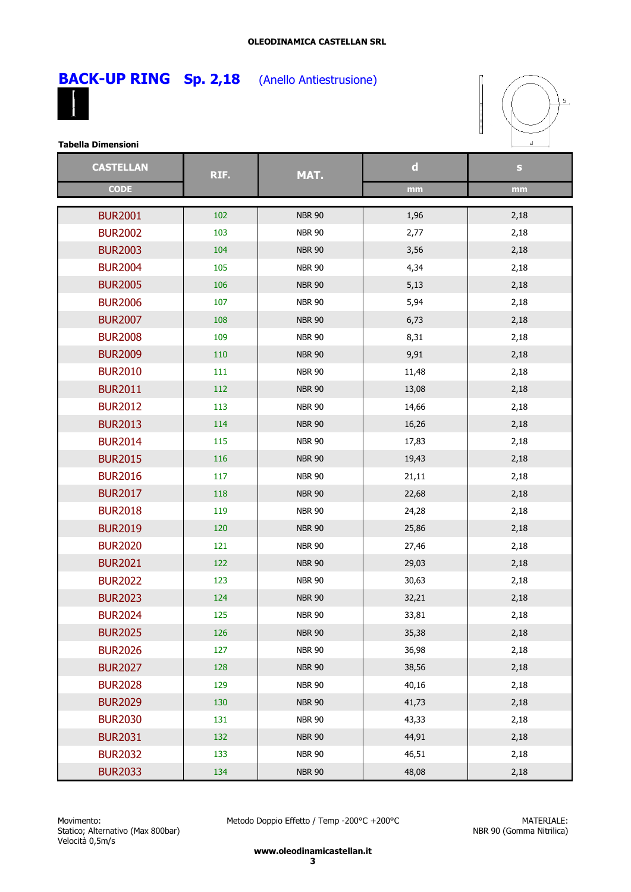# BACK-UP RING Sp. 2,18 (Anello Antiestrusione)

**Tabella Dimensioni**

| CASTELLAN CODE | RIF. | MAT. | d mm | s mm |
|---|---|---|---|---|
| BUR2001 | 102 | NBR 90 | 1,96 | 2,18 |
| BUR2002 | 103 | NBR 90 | 2,77 | 2,18 |
| BUR2003 | 104 | NBR 90 | 3,56 | 2,18 |
| BUR2004 | 105 | NBR 90 | 4,34 | 2,18 |
| BUR2005 | 106 | NBR 90 | 5,13 | 2,18 |
| BUR2006 | 107 | NBR 90 | 5,94 | 2,18 |
| BUR2007 | 108 | NBR 90 | 6,73 | 2,18 |
| BUR2008 | 109 | NBR 90 | 8,31 | 2,18 |
| BUR2009 | 110 | NBR 90 | 9,91 | 2,18 |
| BUR2010 | 111 | NBR 90 | 11,48 | 2,18 |
| BUR2011 | 112 | NBR 90 | 13,08 | 2,18 |
| BUR2012 | 113 | NBR 90 | 14,66 | 2,18 |
| BUR2013 | 114 | NBR 90 | 16,26 | 2,18 |
| BUR2014 | 115 | NBR 90 | 17,83 | 2,18 |
| BUR2015 | 116 | NBR 90 | 19,43 | 2,18 |
| BUR2016 | 117 | NBR 90 | 21,11 | 2,18 |
| BUR2017 | 118 | NBR 90 | 22,68 | 2,18 |
| BUR2018 | 119 | NBR 90 | 24,28 | 2,18 |
| BUR2019 | 120 | NBR 90 | 25,86 | 2,18 |
| BUR2020 | 121 | NBR 90 | 27,46 | 2,18 |
| BUR2021 | 122 | NBR 90 | 29,03 | 2,18 |
| BUR2022 | 123 | NBR 90 | 30,63 | 2,18 |
| BUR2023 | 124 | NBR 90 | 32,21 | 2,18 |
| BUR2024 | 125 | NBR 90 | 33,81 | 2,18 |
| BUR2025 | 126 | NBR 90 | 35,38 | 2,18 |
| BUR2026 | 127 | NBR 90 | 36,98 | 2,18 |
| BUR2027 | 128 | NBR 90 | 38,56 | 2,18 |
| BUR2028 | 129 | NBR 90 | 40,16 | 2,18 |
| BUR2029 | 130 | NBR 90 | 41,73 | 2,18 |
| BUR2030 | 131 | NBR 90 | 43,33 | 2,18 |
| BUR2031 | 132 | NBR 90 | 44,91 | 2,18 |
| BUR2032 | 133 | NBR 90 | 46,51 | 2,18 |
| BUR2033 | 134 | NBR 90 | 48,08 | 2,18 |

Movimento:
Statico; Alternativo (Max 800bar)
Velocità 0,5m/s

Metodo Doppio Effetto / Temp -200°C +200°C

MATERIALE:
NBR 90 (Gomma Nitrilica)

www.oleodinamicastellan.it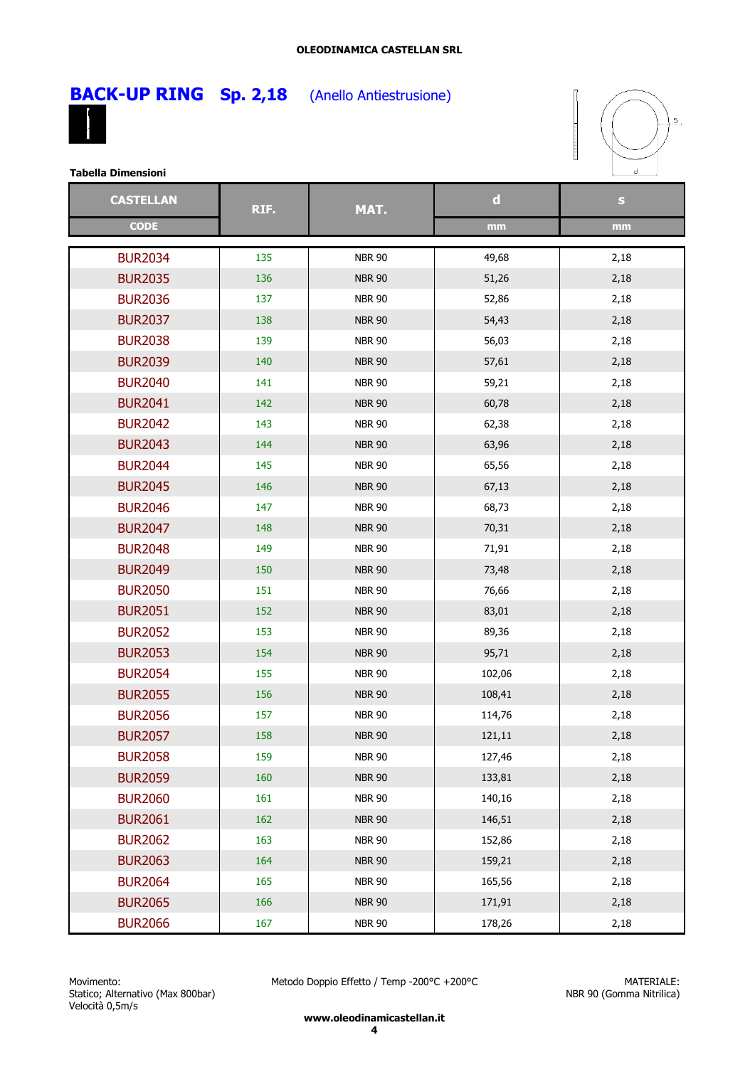# BACK-UP RING Sp. 2,18 (Anello Antiestrusione)

**Tabella Dimensioni**

| CASTELLAN CODE | RIF. | MAT. | d mm | s mm |
|---|---|---|---|---|
| BUR2034 | 135 | NBR 90 | 49,68 | 2,18 |
| BUR2035 | 136 | NBR 90 | 51,26 | 2,18 |
| BUR2036 | 137 | NBR 90 | 52,86 | 2,18 |
| BUR2037 | 138 | NBR 90 | 54,43 | 2,18 |
| BUR2038 | 139 | NBR 90 | 56,03 | 2,18 |
| BUR2039 | 140 | NBR 90 | 57,61 | 2,18 |
| BUR2040 | 141 | NBR 90 | 59,21 | 2,18 |
| BUR2041 | 142 | NBR 90 | 60,78 | 2,18 |
| BUR2042 | 143 | NBR 90 | 62,38 | 2,18 |
| BUR2043 | 144 | NBR 90 | 63,96 | 2,18 |
| BUR2044 | 145 | NBR 90 | 65,56 | 2,18 |
| BUR2045 | 146 | NBR 90 | 67,13 | 2,18 |
| BUR2046 | 147 | NBR 90 | 68,73 | 2,18 |
| BUR2047 | 148 | NBR 90 | 70,31 | 2,18 |
| BUR2048 | 149 | NBR 90 | 71,91 | 2,18 |
| BUR2049 | 150 | NBR 90 | 73,48 | 2,18 |
| BUR2050 | 151 | NBR 90 | 76,66 | 2,18 |
| BUR2051 | 152 | NBR 90 | 83,01 | 2,18 |
| BUR2052 | 153 | NBR 90 | 89,36 | 2,18 |
| BUR2053 | 154 | NBR 90 | 95,71 | 2,18 |
| BUR2054 | 155 | NBR 90 | 102,06 | 2,18 |
| BUR2055 | 156 | NBR 90 | 108,41 | 2,18 |
| BUR2056 | 157 | NBR 90 | 114,76 | 2,18 |
| BUR2057 | 158 | NBR 90 | 121,11 | 2,18 |
| BUR2058 | 159 | NBR 90 | 127,46 | 2,18 |
| BUR2059 | 160 | NBR 90 | 133,81 | 2,18 |
| BUR2060 | 161 | NBR 90 | 140,16 | 2,18 |
| BUR2061 | 162 | NBR 90 | 146,51 | 2,18 |
| BUR2062 | 163 | NBR 90 | 152,86 | 2,18 |
| BUR2063 | 164 | NBR 90 | 159,21 | 2,18 |
| BUR2064 | 165 | NBR 90 | 165,56 | 2,18 |
| BUR2065 | 166 | NBR 90 | 171,91 | 2,18 |
| BUR2066 | 167 | NBR 90 | 178,26 | 2,18 |

Movimento:
Statico; Alternativo (Max 800bar)
Velocità 0,5m/s

Metodo Doppio Effetto / Temp -200°C +200°C

MATERIALE:
NBR 90 (Gomma Nitrilica)

**www.oleodinamicacastellan.it**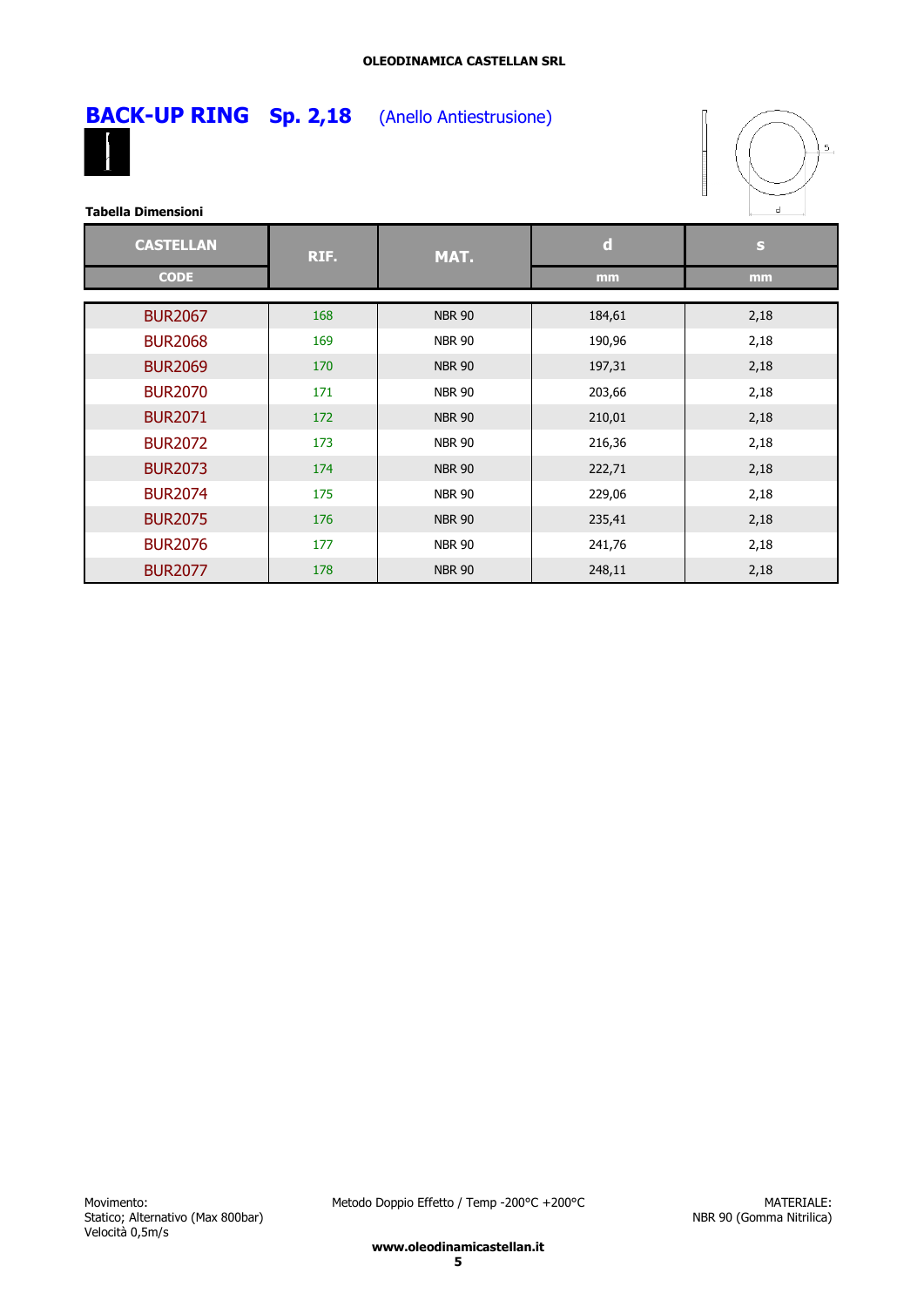# BACK-UP RING Sp. 2,18 (Anello Antiestrusione)

**Tabella Dimensioni**

| CASTELLAN CODE | RIF. | MAT. | d mm | s mm |
|---|---|---|---|---|
| BUR2067 | 168 | NBR 90 | 184,61 | 2,18 |
| BUR2068 | 169 | NBR 90 | 190,96 | 2,18 |
| BUR2069 | 170 | NBR 90 | 197,31 | 2,18 |
| BUR2070 | 171 | NBR 90 | 203,66 | 2,18 |
| BUR2071 | 172 | NBR 90 | 210,01 | 2,18 |
| BUR2072 | 173 | NBR 90 | 216,36 | 2,18 |
| BUR2073 | 174 | NBR 90 | 222,71 | 2,18 |
| BUR2074 | 175 | NBR 90 | 229,06 | 2,18 |
| BUR2075 | 176 | NBR 90 | 235,41 | 2,18 |
| BUR2076 | 177 | NBR 90 | 241,76 | 2,18 |
| BUR2077 | 178 | NBR 90 | 248,11 | 2,18 |

Movimento:
Statico; Alternativo (Max 800bar)
Velocità 0,5m/s

Metodo Doppio Effetto / Temp -200°C +200°C

MATERIALE:
NBR 90 (Gomma Nitrilica)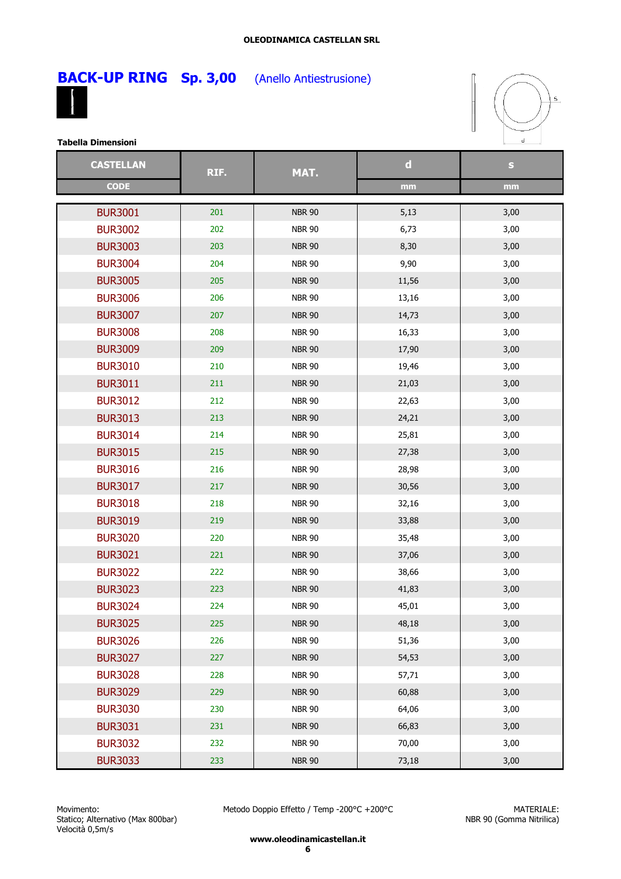# BACK-UP RING Sp. 3,00 (Anello Antiestrusione)

**Tabella Dimensioni**

| CASTELLAN CODE | RIF. | MAT. | d mm | s mm |
|---|---|---|---|---|
| BUR3001 | 201 | NBR 90 | 5,13 | 3,00 |
| BUR3002 | 202 | NBR 90 | 6,73 | 3,00 |
| BUR3003 | 203 | NBR 90 | 8,30 | 3,00 |
| BUR3004 | 204 | NBR 90 | 9,90 | 3,00 |
| BUR3005 | 205 | NBR 90 | 11,56 | 3,00 |
| BUR3006 | 206 | NBR 90 | 13,16 | 3,00 |
| BUR3007 | 207 | NBR 90 | 14,73 | 3,00 |
| BUR3008 | 208 | NBR 90 | 16,33 | 3,00 |
| BUR3009 | 209 | NBR 90 | 17,90 | 3,00 |
| BUR3010 | 210 | NBR 90 | 19,46 | 3,00 |
| BUR3011 | 211 | NBR 90 | 21,03 | 3,00 |
| BUR3012 | 212 | NBR 90 | 22,63 | 3,00 |
| BUR3013 | 213 | NBR 90 | 24,21 | 3,00 |
| BUR3014 | 214 | NBR 90 | 25,81 | 3,00 |
| BUR3015 | 215 | NBR 90 | 27,38 | 3,00 |
| BUR3016 | 216 | NBR 90 | 28,98 | 3,00 |
| BUR3017 | 217 | NBR 90 | 30,56 | 3,00 |
| BUR3018 | 218 | NBR 90 | 32,16 | 3,00 |
| BUR3019 | 219 | NBR 90 | 33,88 | 3,00 |
| BUR3020 | 220 | NBR 90 | 35,48 | 3,00 |
| BUR3021 | 221 | NBR 90 | 37,06 | 3,00 |
| BUR3022 | 222 | NBR 90 | 38,66 | 3,00 |
| BUR3023 | 223 | NBR 90 | 41,83 | 3,00 |
| BUR3024 | 224 | NBR 90 | 45,01 | 3,00 |
| BUR3025 | 225 | NBR 90 | 48,18 | 3,00 |
| BUR3026 | 226 | NBR 90 | 51,36 | 3,00 |
| BUR3027 | 227 | NBR 90 | 54,53 | 3,00 |
| BUR3028 | 228 | NBR 90 | 57,71 | 3,00 |
| BUR3029 | 229 | NBR 90 | 60,88 | 3,00 |
| BUR3030 | 230 | NBR 90 | 64,06 | 3,00 |
| BUR3031 | 231 | NBR 90 | 66,83 | 3,00 |
| BUR3032 | 232 | NBR 90 | 70,00 | 3,00 |
| BUR3033 | 233 | NBR 90 | 73,18 | 3,00 |

Movimento:
Statico; Alternativo (Max 800bar)
Velocità 0,5m/s

Metodo Doppio Effetto / Temp -200°C +200°C

MATERIALE:
NBR 90 (Gomma Nitrilica)

**www.oleodinamicastellan.it**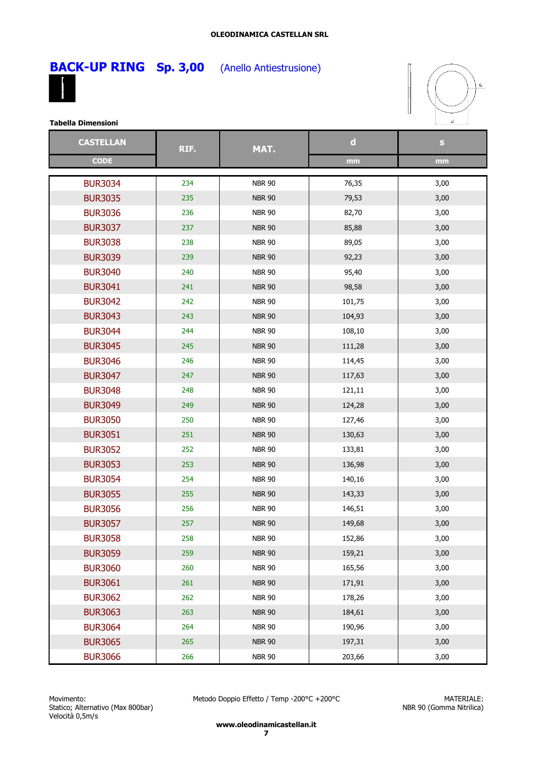OLEODINAMICA CASTELLAN SRL

# BACK-UP RING Sp. 3,00 (Anello Antiestrusione)

**Tabella Dimensioni**

| CASTELLAN CODE | RIF. | MAT. | d mm | s mm |
|---|---|---|---|---|
| BUR3034 | 234 | NBR 90 | 76,35 | 3,00 |
| BUR3035 | 235 | NBR 90 | 79,53 | 3,00 |
| BUR3036 | 236 | NBR 90 | 82,70 | 3,00 |
| BUR3037 | 237 | NBR 90 | 85,88 | 3,00 |
| BUR3038 | 238 | NBR 90 | 89,05 | 3,00 |
| BUR3039 | 239 | NBR 90 | 92,23 | 3,00 |
| BUR3040 | 240 | NBR 90 | 95,40 | 3,00 |
| BUR3041 | 241 | NBR 90 | 98,58 | 3,00 |
| BUR3042 | 242 | NBR 90 | 101,75 | 3,00 |
| BUR3043 | 243 | NBR 90 | 104,93 | 3,00 |
| BUR3044 | 244 | NBR 90 | 108,10 | 3,00 |
| BUR3045 | 245 | NBR 90 | 111,28 | 3,00 |
| BUR3046 | 246 | NBR 90 | 114,45 | 3,00 |
| BUR3047 | 247 | NBR 90 | 117,63 | 3,00 |
| BUR3048 | 248 | NBR 90 | 121,11 | 3,00 |
| BUR3049 | 249 | NBR 90 | 124,28 | 3,00 |
| BUR3050 | 250 | NBR 90 | 127,46 | 3,00 |
| BUR3051 | 251 | NBR 90 | 130,63 | 3,00 |
| BUR3052 | 252 | NBR 90 | 133,81 | 3,00 |
| BUR3053 | 253 | NBR 90 | 136,98 | 3,00 |
| BUR3054 | 254 | NBR 90 | 140,16 | 3,00 |
| BUR3055 | 255 | NBR 90 | 143,33 | 3,00 |
| BUR3056 | 256 | NBR 90 | 146,51 | 3,00 |
| BUR3057 | 257 | NBR 90 | 149,68 | 3,00 |
| BUR3058 | 258 | NBR 90 | 152,86 | 3,00 |
| BUR3059 | 259 | NBR 90 | 159,21 | 3,00 |
| BUR3060 | 260 | NBR 90 | 165,56 | 3,00 |
| BUR3061 | 261 | NBR 90 | 171,91 | 3,00 |
| BUR3062 | 262 | NBR 90 | 178,26 | 3,00 |
| BUR3063 | 263 | NBR 90 | 184,61 | 3,00 |
| BUR3064 | 264 | NBR 90 | 190,96 | 3,00 |
| BUR3065 | 265 | NBR 90 | 197,31 | 3,00 |
| BUR3066 | 266 | NBR 90 | 203,66 | 3,00 |

Movimento:
Statico; Alternativo (Max 800bar)
Velocità 0,5m/s

Metodo Doppio Effetto / Temp -200°C +200°C

MATERIALE:
NBR 90 (Gomma Nitrilica)

**www.oleodinamicastellan.it**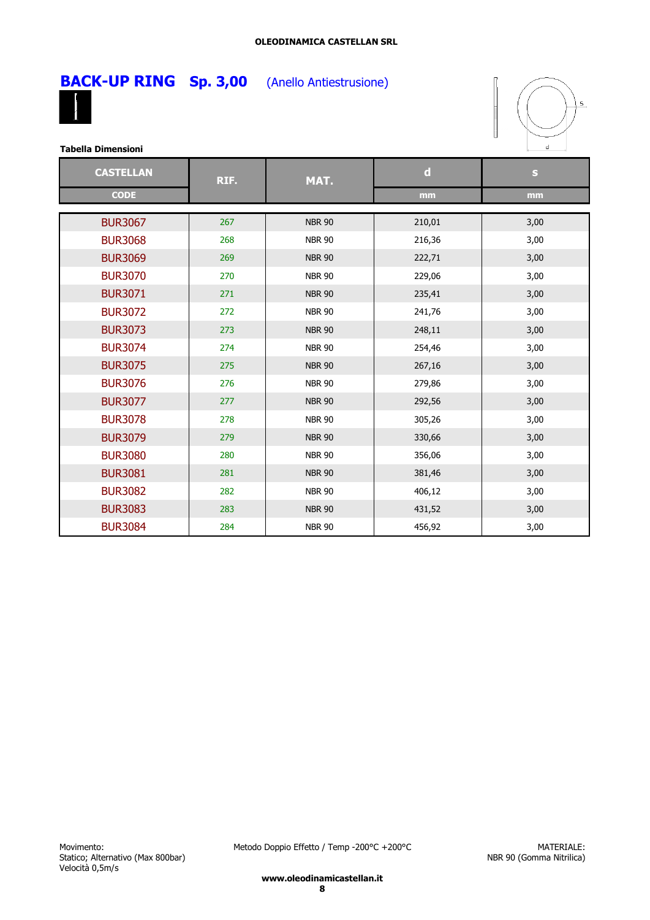# BACK-UP RING Sp. 3,00 (Anello Antiestrusione)

**Tabella Dimensioni**

| CASTELLAN CODE | RIF. | MAT. | d mm | s mm |
|---|---|---|---|---|
| BUR3067 | 267 | NBR 90 | 210,01 | 3,00 |
| BUR3068 | 268 | NBR 90 | 216,36 | 3,00 |
| BUR3069 | 269 | NBR 90 | 222,71 | 3,00 |
| BUR3070 | 270 | NBR 90 | 229,06 | 3,00 |
| BUR3071 | 271 | NBR 90 | 235,41 | 3,00 |
| BUR3072 | 272 | NBR 90 | 241,76 | 3,00 |
| BUR3073 | 273 | NBR 90 | 248,11 | 3,00 |
| BUR3074 | 274 | NBR 90 | 254,46 | 3,00 |
| BUR3075 | 275 | NBR 90 | 267,16 | 3,00 |
| BUR3076 | 276 | NBR 90 | 279,86 | 3,00 |
| BUR3077 | 277 | NBR 90 | 292,56 | 3,00 |
| BUR3078 | 278 | NBR 90 | 305,26 | 3,00 |
| BUR3079 | 279 | NBR 90 | 330,66 | 3,00 |
| BUR3080 | 280 | NBR 90 | 356,06 | 3,00 |
| BUR3081 | 281 | NBR 90 | 381,46 | 3,00 |
| BUR3082 | 282 | NBR 90 | 406,12 | 3,00 |
| BUR3083 | 283 | NBR 90 | 431,52 | 3,00 |
| BUR3084 | 284 | NBR 90 | 456,92 | 3,00 |

Movimento:
Statico; Alternativo (Max 800bar)
Velocità 0,5m/s

Metodo Doppio Effetto / Temp -200°C +200°C

MATERIALE:
NBR 90 (Gomma Nitrilica)

www.oleodinamicastellan.it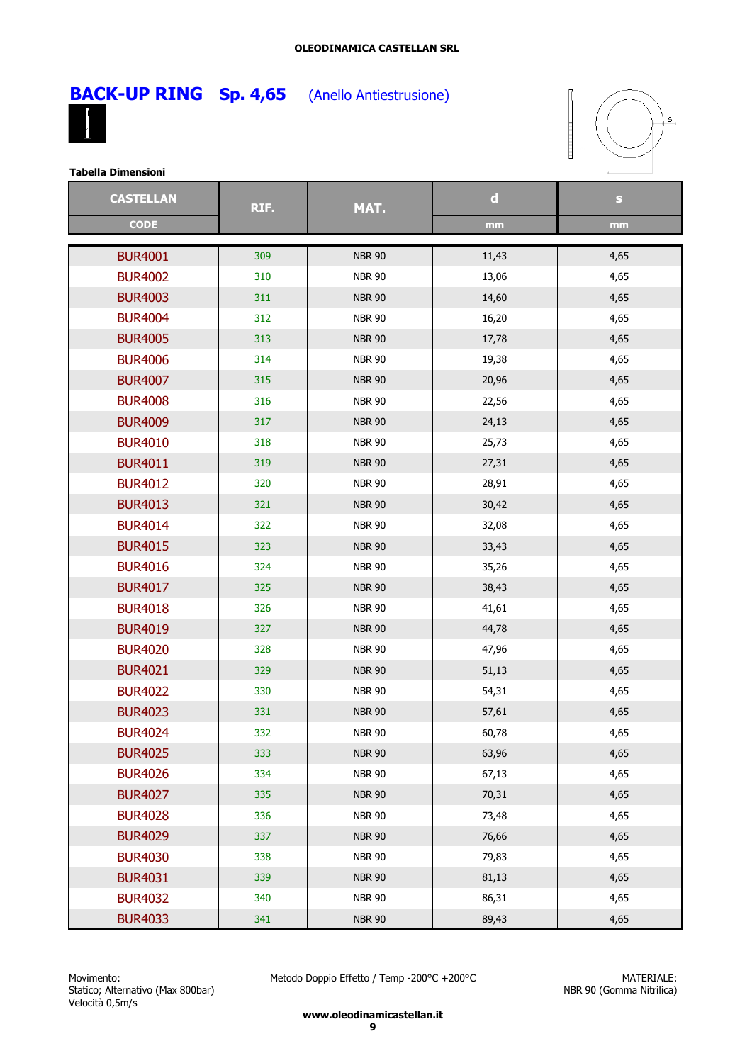# BACK-UP RING Sp. 4,65 (Anello Antiestrusione)

**Tabella Dimensioni**

| CASTELLAN CODE | RIF. | MAT. | d mm | s mm |
|---|---|---|---|---|
| BUR4001 | 309 | NBR 90 | 11,43 | 4,65 |
| BUR4002 | 310 | NBR 90 | 13,06 | 4,65 |
| BUR4003 | 311 | NBR 90 | 14,60 | 4,65 |
| BUR4004 | 312 | NBR 90 | 16,20 | 4,65 |
| BUR4005 | 313 | NBR 90 | 17,78 | 4,65 |
| BUR4006 | 314 | NBR 90 | 19,38 | 4,65 |
| BUR4007 | 315 | NBR 90 | 20,96 | 4,65 |
| BUR4008 | 316 | NBR 90 | 22,56 | 4,65 |
| BUR4009 | 317 | NBR 90 | 24,13 | 4,65 |
| BUR4010 | 318 | NBR 90 | 25,73 | 4,65 |
| BUR4011 | 319 | NBR 90 | 27,31 | 4,65 |
| BUR4012 | 320 | NBR 90 | 28,91 | 4,65 |
| BUR4013 | 321 | NBR 90 | 30,42 | 4,65 |
| BUR4014 | 322 | NBR 90 | 32,08 | 4,65 |
| BUR4015 | 323 | NBR 90 | 33,43 | 4,65 |
| BUR4016 | 324 | NBR 90 | 35,26 | 4,65 |
| BUR4017 | 325 | NBR 90 | 38,43 | 4,65 |
| BUR4018 | 326 | NBR 90 | 41,61 | 4,65 |
| BUR4019 | 327 | NBR 90 | 44,78 | 4,65 |
| BUR4020 | 328 | NBR 90 | 47,96 | 4,65 |
| BUR4021 | 329 | NBR 90 | 51,13 | 4,65 |
| BUR4022 | 330 | NBR 90 | 54,31 | 4,65 |
| BUR4023 | 331 | NBR 90 | 57,61 | 4,65 |
| BUR4024 | 332 | NBR 90 | 60,78 | 4,65 |
| BUR4025 | 333 | NBR 90 | 63,96 | 4,65 |
| BUR4026 | 334 | NBR 90 | 67,13 | 4,65 |
| BUR4027 | 335 | NBR 90 | 70,31 | 4,65 |
| BUR4028 | 336 | NBR 90 | 73,48 | 4,65 |
| BUR4029 | 337 | NBR 90 | 76,66 | 4,65 |
| BUR4030 | 338 | NBR 90 | 79,83 | 4,65 |
| BUR4031 | 339 | NBR 90 | 81,13 | 4,65 |
| BUR4032 | 340 | NBR 90 | 86,31 | 4,65 |
| BUR4033 | 341 | NBR 90 | 89,43 | 4,65 |

Movimento:
Statico; Alternativo (Max 800bar)
Velocità 0,5m/s

Metodo Doppio Effetto / Temp -200°C +200°C

MATERIALE:
NBR 90 (Gomma Nitrilica)

**www.oleodinamicastellan.it**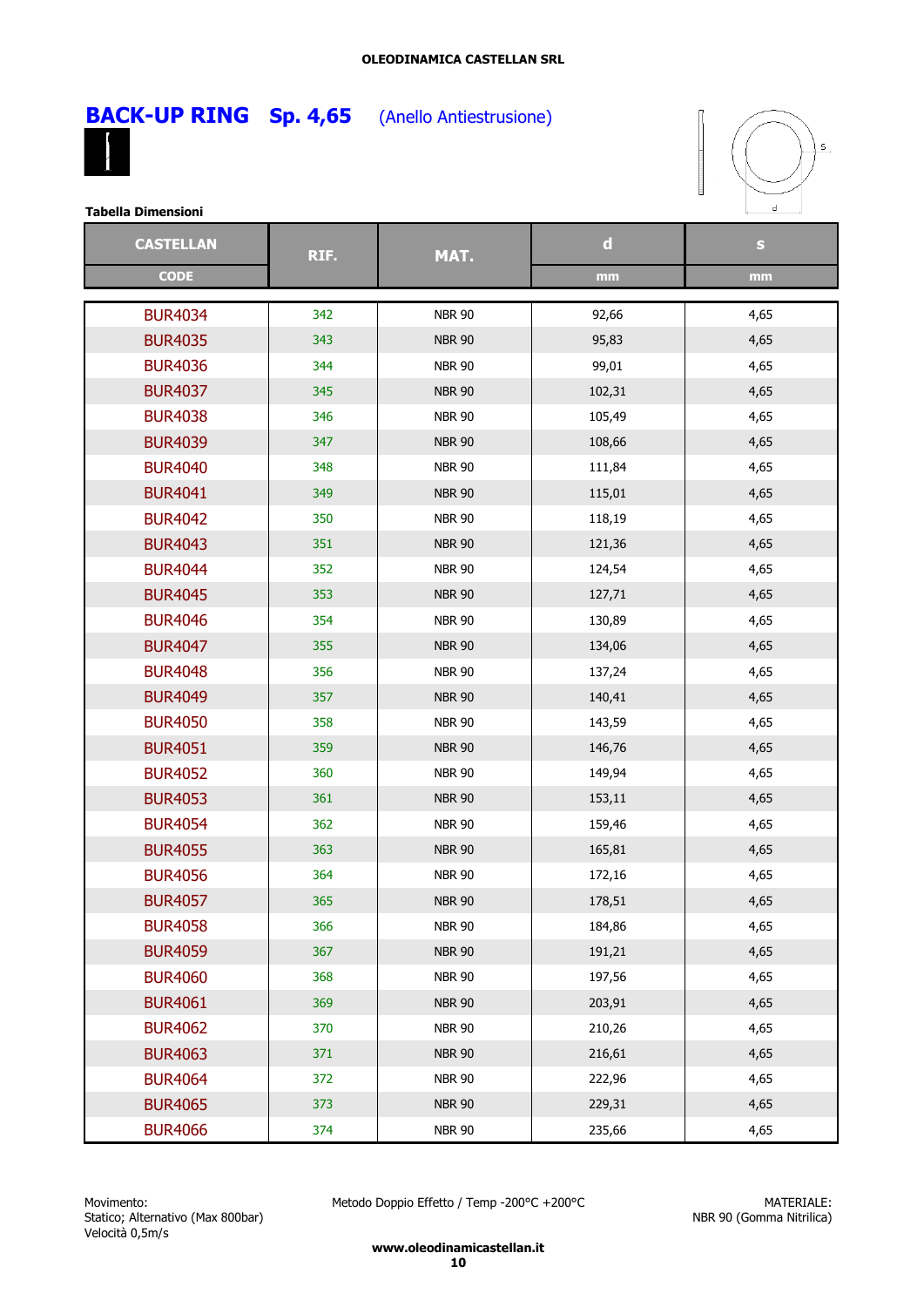# BACK-UP RING Sp. 4,65 (Anello Antiestrusione)

**Tabella Dimensioni**

| CASTELLAN CODE | RIF. | MAT. | d mm | s mm |
|---|---|---|---|---|
| BUR4034 | 342 | NBR 90 | 92,66 | 4,65 |
| BUR4035 | 343 | NBR 90 | 95,83 | 4,65 |
| BUR4036 | 344 | NBR 90 | 99,01 | 4,65 |
| BUR4037 | 345 | NBR 90 | 102,31 | 4,65 |
| BUR4038 | 346 | NBR 90 | 105,49 | 4,65 |
| BUR4039 | 347 | NBR 90 | 108,66 | 4,65 |
| BUR4040 | 348 | NBR 90 | 111,84 | 4,65 |
| BUR4041 | 349 | NBR 90 | 115,01 | 4,65 |
| BUR4042 | 350 | NBR 90 | 118,19 | 4,65 |
| BUR4043 | 351 | NBR 90 | 121,36 | 4,65 |
| BUR4044 | 352 | NBR 90 | 124,54 | 4,65 |
| BUR4045 | 353 | NBR 90 | 127,71 | 4,65 |
| BUR4046 | 354 | NBR 90 | 130,89 | 4,65 |
| BUR4047 | 355 | NBR 90 | 134,06 | 4,65 |
| BUR4048 | 356 | NBR 90 | 137,24 | 4,65 |
| BUR4049 | 357 | NBR 90 | 140,41 | 4,65 |
| BUR4050 | 358 | NBR 90 | 143,59 | 4,65 |
| BUR4051 | 359 | NBR 90 | 146,76 | 4,65 |
| BUR4052 | 360 | NBR 90 | 149,94 | 4,65 |
| BUR4053 | 361 | NBR 90 | 153,11 | 4,65 |
| BUR4054 | 362 | NBR 90 | 159,46 | 4,65 |
| BUR4055 | 363 | NBR 90 | 165,81 | 4,65 |
| BUR4056 | 364 | NBR 90 | 172,16 | 4,65 |
| BUR4057 | 365 | NBR 90 | 178,51 | 4,65 |
| BUR4058 | 366 | NBR 90 | 184,86 | 4,65 |
| BUR4059 | 367 | NBR 90 | 191,21 | 4,65 |
| BUR4060 | 368 | NBR 90 | 197,56 | 4,65 |
| BUR4061 | 369 | NBR 90 | 203,91 | 4,65 |
| BUR4062 | 370 | NBR 90 | 210,26 | 4,65 |
| BUR4063 | 371 | NBR 90 | 216,61 | 4,65 |
| BUR4064 | 372 | NBR 90 | 222,96 | 4,65 |
| BUR4065 | 373 | NBR 90 | 229,31 | 4,65 |
| BUR4066 | 374 | NBR 90 | 235,66 | 4,65 |

Movimento:
Statico; Alternativo (Max 800bar)
Velocità 0,5m/s

Metodo Doppio Effetto / Temp -200°C +200°C

MATERIALE:
NBR 90 (Gomma Nitrilica)

**www.oleodinamicacastellan.it**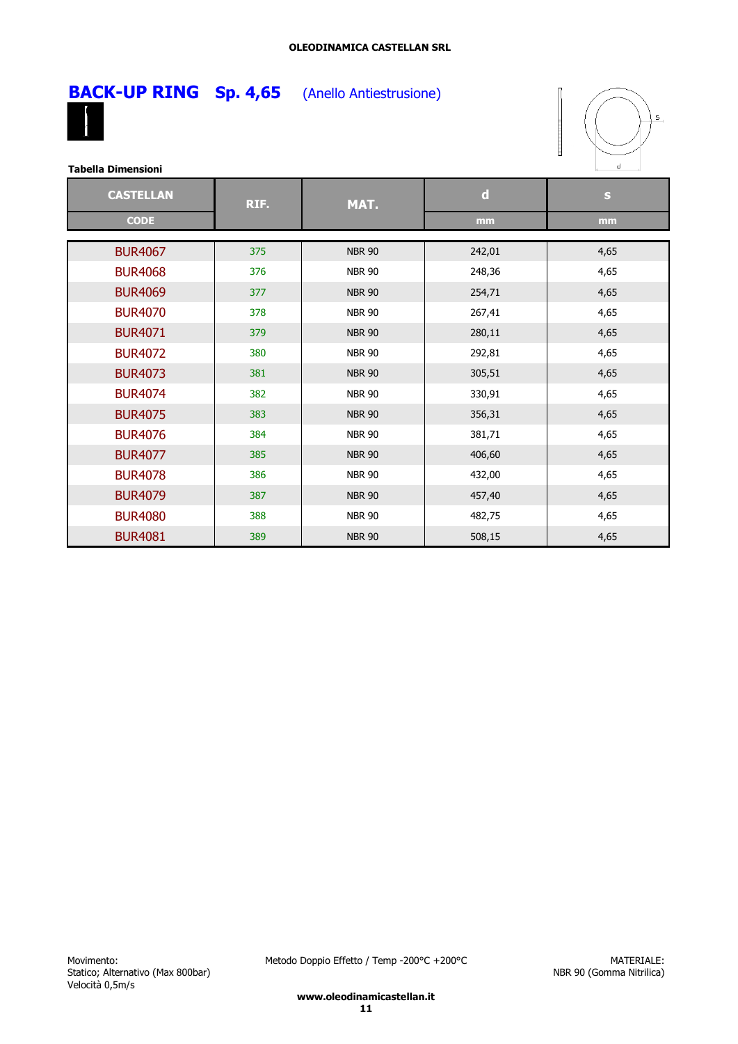## BACK-UP RING Sp. 4,65 (Anello Antiestrusione)

**Tabella Dimensioni**

| CASTELLAN CODE | RIF. | MAT. | d mm | s mm |
|---|---|---|---|---|
| BUR4067 | 375 | NBR 90 | 242,01 | 4,65 |
| BUR4068 | 376 | NBR 90 | 248,36 | 4,65 |
| BUR4069 | 377 | NBR 90 | 254,71 | 4,65 |
| BUR4070 | 378 | NBR 90 | 267,41 | 4,65 |
| BUR4071 | 379 | NBR 90 | 280,11 | 4,65 |
| BUR4072 | 380 | NBR 90 | 292,81 | 4,65 |
| BUR4073 | 381 | NBR 90 | 305,51 | 4,65 |
| BUR4074 | 382 | NBR 90 | 330,91 | 4,65 |
| BUR4075 | 383 | NBR 90 | 356,31 | 4,65 |
| BUR4076 | 384 | NBR 90 | 381,71 | 4,65 |
| BUR4077 | 385 | NBR 90 | 406,60 | 4,65 |
| BUR4078 | 386 | NBR 90 | 432,00 | 4,65 |
| BUR4079 | 387 | NBR 90 | 457,40 | 4,65 |
| BUR4080 | 388 | NBR 90 | 482,75 | 4,65 |
| BUR4081 | 389 | NBR 90 | 508,15 | 4,65 |

Movimento:
Statico; Alternativo (Max 800bar)
Velocità 0,5m/s

Metodo Doppio Effetto / Temp -200°C +200°C

MATERIALE:
NBR 90 (Gomma Nitrilica)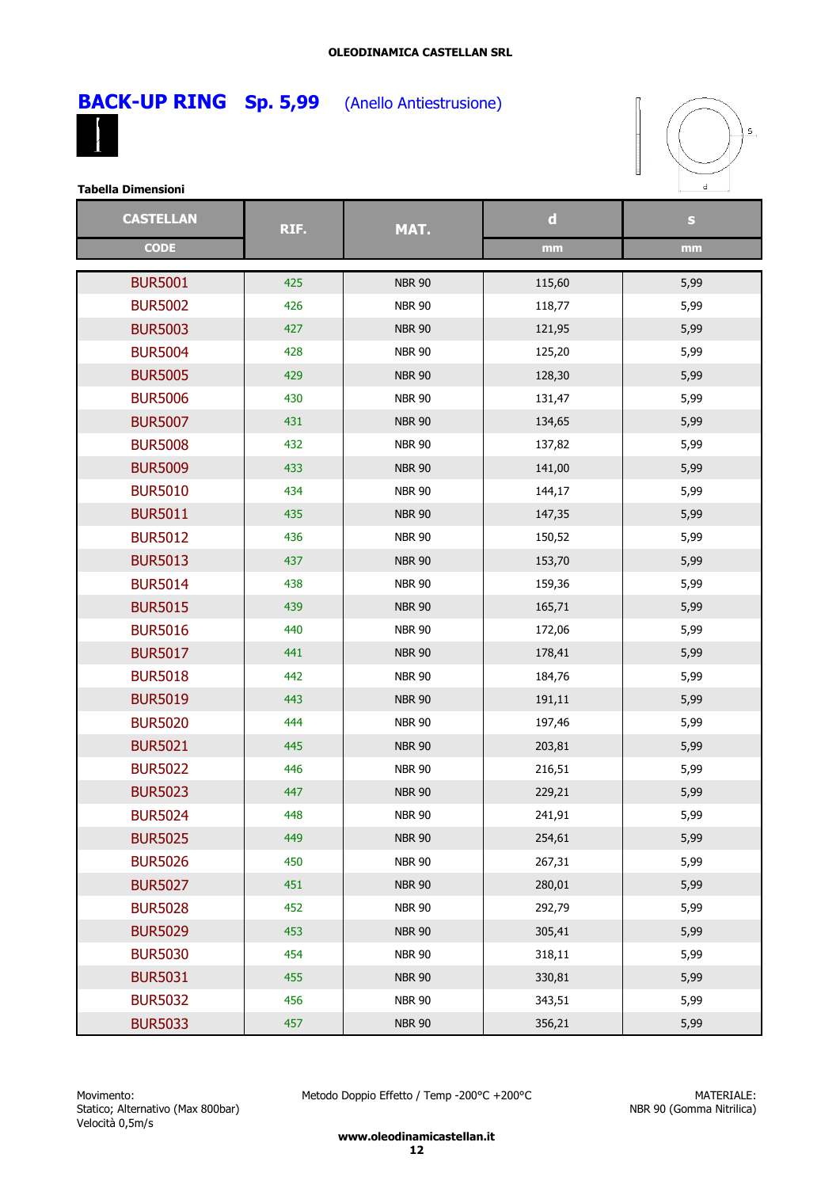OLEODINAMICA CASTELLAN SRL

# BACK-UP RING Sp. 5,99 (Anello Antiestrusione)

**Tabella Dimensioni**

| CASTELLAN CODE | RIF. | MAT. | d mm | s mm |
|---|---|---|---|---|
| BUR5001 | 425 | NBR 90 | 115,60 | 5,99 |
| BUR5002 | 426 | NBR 90 | 118,77 | 5,99 |
| BUR5003 | 427 | NBR 90 | 121,95 | 5,99 |
| BUR5004 | 428 | NBR 90 | 125,20 | 5,99 |
| BUR5005 | 429 | NBR 90 | 128,30 | 5,99 |
| BUR5006 | 430 | NBR 90 | 131,47 | 5,99 |
| BUR5007 | 431 | NBR 90 | 134,65 | 5,99 |
| BUR5008 | 432 | NBR 90 | 137,82 | 5,99 |
| BUR5009 | 433 | NBR 90 | 141,00 | 5,99 |
| BUR5010 | 434 | NBR 90 | 144,17 | 5,99 |
| BUR5011 | 435 | NBR 90 | 147,35 | 5,99 |
| BUR5012 | 436 | NBR 90 | 150,52 | 5,99 |
| BUR5013 | 437 | NBR 90 | 153,70 | 5,99 |
| BUR5014 | 438 | NBR 90 | 159,36 | 5,99 |
| BUR5015 | 439 | NBR 90 | 165,71 | 5,99 |
| BUR5016 | 440 | NBR 90 | 172,06 | 5,99 |
| BUR5017 | 441 | NBR 90 | 178,41 | 5,99 |
| BUR5018 | 442 | NBR 90 | 184,76 | 5,99 |
| BUR5019 | 443 | NBR 90 | 191,11 | 5,99 |
| BUR5020 | 444 | NBR 90 | 197,46 | 5,99 |
| BUR5021 | 445 | NBR 90 | 203,81 | 5,99 |
| BUR5022 | 446 | NBR 90 | 216,51 | 5,99 |
| BUR5023 | 447 | NBR 90 | 229,21 | 5,99 |
| BUR5024 | 448 | NBR 90 | 241,91 | 5,99 |
| BUR5025 | 449 | NBR 90 | 254,61 | 5,99 |
| BUR5026 | 450 | NBR 90 | 267,31 | 5,99 |
| BUR5027 | 451 | NBR 90 | 280,01 | 5,99 |
| BUR5028 | 452 | NBR 90 | 292,79 | 5,99 |
| BUR5029 | 453 | NBR 90 | 305,41 | 5,99 |
| BUR5030 | 454 | NBR 90 | 318,11 | 5,99 |
| BUR5031 | 455 | NBR 90 | 330,81 | 5,99 |
| BUR5032 | 456 | NBR 90 | 343,51 | 5,99 |
| BUR5033 | 457 | NBR 90 | 356,21 | 5,99 |

Movimento:
Statico; Alternativo (Max 800bar)
Velocità 0,5m/s

Metodo Doppio Effetto / Temp -200°C +200°C

MATERIALE:
NBR 90 (Gomma Nitrilica)

**www.oleodinamicastellan.it**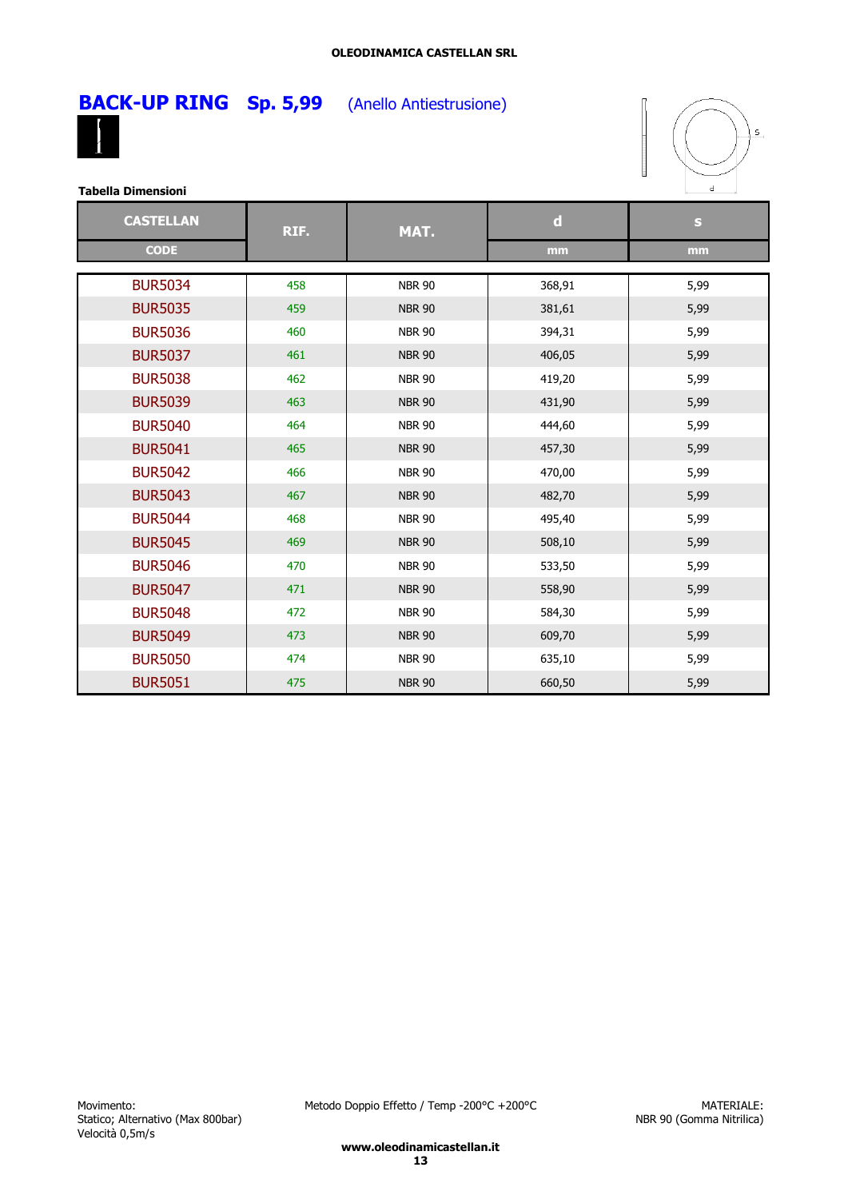# BACK-UP RING Sp. 5,99 (Anello Antiestrusione)

**Tabella Dimensioni**

| CASTELLAN CODE | RIF. | MAT. | d mm | s mm |
|---|---|---|---|---|
| BUR5034 | 458 | NBR 90 | 368,91 | 5,99 |
| BUR5035 | 459 | NBR 90 | 381,61 | 5,99 |
| BUR5036 | 460 | NBR 90 | 394,31 | 5,99 |
| BUR5037 | 461 | NBR 90 | 406,05 | 5,99 |
| BUR5038 | 462 | NBR 90 | 419,20 | 5,99 |
| BUR5039 | 463 | NBR 90 | 431,90 | 5,99 |
| BUR5040 | 464 | NBR 90 | 444,60 | 5,99 |
| BUR5041 | 465 | NBR 90 | 457,30 | 5,99 |
| BUR5042 | 466 | NBR 90 | 470,00 | 5,99 |
| BUR5043 | 467 | NBR 90 | 482,70 | 5,99 |
| BUR5044 | 468 | NBR 90 | 495,40 | 5,99 |
| BUR5045 | 469 | NBR 90 | 508,10 | 5,99 |
| BUR5046 | 470 | NBR 90 | 533,50 | 5,99 |
| BUR5047 | 471 | NBR 90 | 558,90 | 5,99 |
| BUR5048 | 472 | NBR 90 | 584,30 | 5,99 |
| BUR5049 | 473 | NBR 90 | 609,70 | 5,99 |
| BUR5050 | 474 | NBR 90 | 635,10 | 5,99 |
| BUR5051 | 475 | NBR 90 | 660,50 | 5,99 |

Movimento:
Statico; Alternativo (Max 800bar)
Velocità 0,5m/s

Metodo Doppio Effetto / Temp -200°C +200°C

MATERIALE:
NBR 90 (Gomma Nitrilica)

**www.oleodinamicastellan.it**